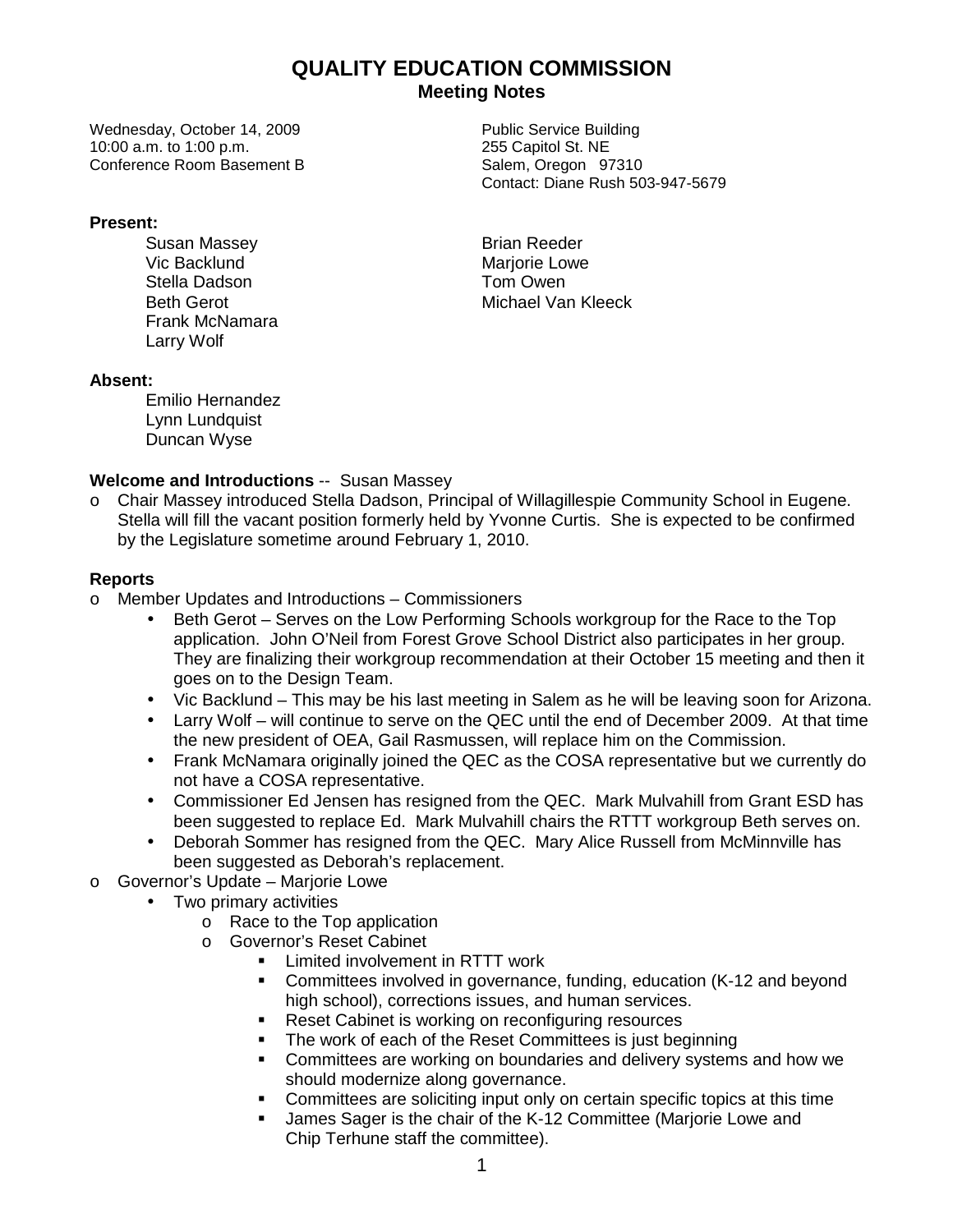# QUALITY EDUCATION COMMISSION

## Meeting Notes

Wednesday, October 14, 2009
10:00 a.m. to 1:00 p.m.
Conference Room Basement B

Public Service Building
255 Capitol St. NE
Salem, Oregon 97310
Contact: Diane Rush 503-947-5679

**Present:**

Susan Massey
Vic Backlund
Stella Dadson
Beth Gerot
Frank McNamara
Larry Wolf
Brian Reeder
Marjorie Lowe
Tom Owen
Michael Van Kleeck

**Absent:**

Emilio Hernandez
Lynn Lundquist
Duncan Wyse

**Welcome and Introductions** -- Susan Massey

- Chair Massey introduced Stella Dadson, Principal of Willagillespie Community School in Eugene. Stella will fill the vacant position formerly held by Yvonne Curtis. She is expected to be confirmed by the Legislature sometime around February 1, 2010.

**Reports**

- Member Updates and Introductions – Commissioners
  - Beth Gerot – Serves on the Low Performing Schools workgroup for the Race to the Top application. John O'Neil from Forest Grove School District also participates in her group. They are finalizing their workgroup recommendation at their October 15 meeting and then it goes on to the Design Team.
  - Vic Backlund – This may be his last meeting in Salem as he will be leaving soon for Arizona.
  - Larry Wolf – will continue to serve on the QEC until the end of December 2009. At that time the new president of OEA, Gail Rasmussen, will replace him on the Commission.
  - Frank McNamara originally joined the QEC as the COSA representative but we currently do not have a COSA representative.
  - Commissioner Ed Jensen has resigned from the QEC. Mark Mulvahill from Grant ESD has been suggested to replace Ed. Mark Mulvahill chairs the RTTT workgroup Beth serves on.
  - Deborah Sommer has resigned from the QEC. Mary Alice Russell from McMinnville has been suggested as Deborah's replacement.
- Governor's Update – Marjorie Lowe
  - Two primary activities
    - Race to the Top application
    - Governor's Reset Cabinet
      - Limited involvement in RTTT work
      - Committees involved in governance, funding, education (K-12 and beyond high school), corrections issues, and human services.
      - Reset Cabinet is working on reconfiguring resources
      - The work of each of the Reset Committees is just beginning
      - Committees are working on boundaries and delivery systems and how we should modernize along governance.
      - Committees are soliciting input only on certain specific topics at this time
      - James Sager is the chair of the K-12 Committee (Marjorie Lowe and Chip Terhune staff the committee).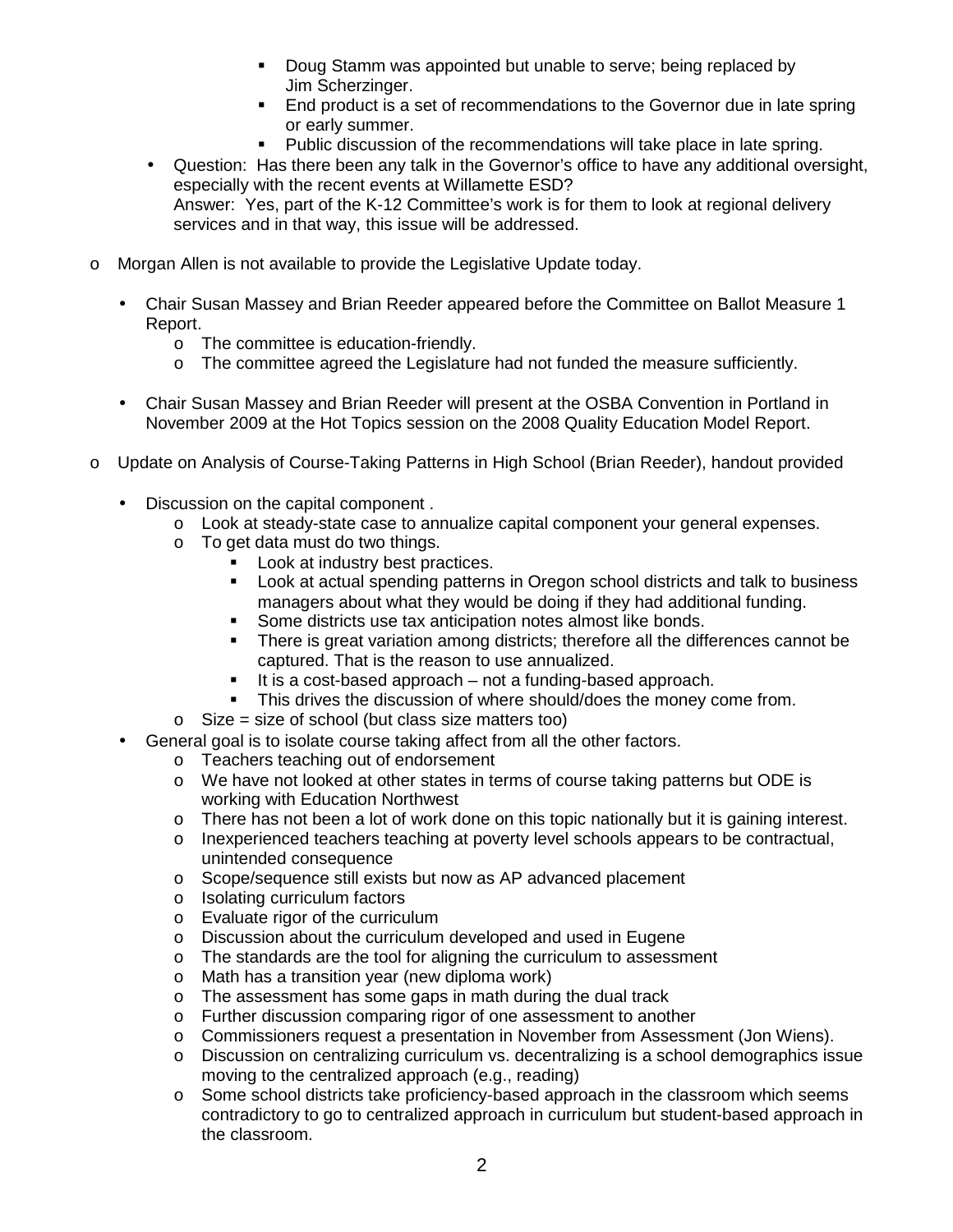- Doug Stamm was appointed but unable to serve; being replaced by Jim Scherzinger.
        - End product is a set of recommendations to the Governor due in late spring or early summer.
        - Public discussion of the recommendations will take place in late spring.
  - Question: Has there been any talk in the Governor's office to have any additional oversight, especially with the recent events at Willamette ESD?
    Answer: Yes, part of the K-12 Committee's work is for them to look at regional delivery services and in that way, this issue will be addressed.

- Morgan Allen is not available to provide the Legislative Update today.

  - Chair Susan Massey and Brian Reeder appeared before the Committee on Ballot Measure 1 Report.
    - The committee is education-friendly.
    - The committee agreed the Legislature had not funded the measure sufficiently.

  - Chair Susan Massey and Brian Reeder will present at the OSBA Convention in Portland in November 2009 at the Hot Topics session on the 2008 Quality Education Model Report.

- Update on Analysis of Course-Taking Patterns in High School (Brian Reeder), handout provided

  - Discussion on the capital component .
    - Look at steady-state case to annualize capital component your general expenses.
    - To get data must do two things.
      - Look at industry best practices.
      - Look at actual spending patterns in Oregon school districts and talk to business managers about what they would be doing if they had additional funding.
      - Some districts use tax anticipation notes almost like bonds.
      - There is great variation among districts; therefore all the differences cannot be captured. That is the reason to use annualized.
      - It is a cost-based approach – not a funding-based approach.
      - This drives the discussion of where should/does the money come from.
    - Size = size of school (but class size matters too)
  - General goal is to isolate course taking affect from all the other factors.
    - Teachers teaching out of endorsement
    - We have not looked at other states in terms of course taking patterns but ODE is working with Education Northwest
    - There has not been a lot of work done on this topic nationally but it is gaining interest.
    - Inexperienced teachers teaching at poverty level schools appears to be contractual, unintended consequence
    - Scope/sequence still exists but now as AP advanced placement
    - Isolating curriculum factors
    - Evaluate rigor of the curriculum
    - Discussion about the curriculum developed and used in Eugene
    - The standards are the tool for aligning the curriculum to assessment
    - Math has a transition year (new diploma work)
    - The assessment has some gaps in math during the dual track
    - Further discussion comparing rigor of one assessment to another
    - Commissioners request a presentation in November from Assessment (Jon Wiens).
    - Discussion on centralizing curriculum vs. decentralizing is a school demographics issue moving to the centralized approach (e.g., reading)
    - Some school districts take proficiency-based approach in the classroom which seems contradictory to go to centralized approach in curriculum but student-based approach in the classroom.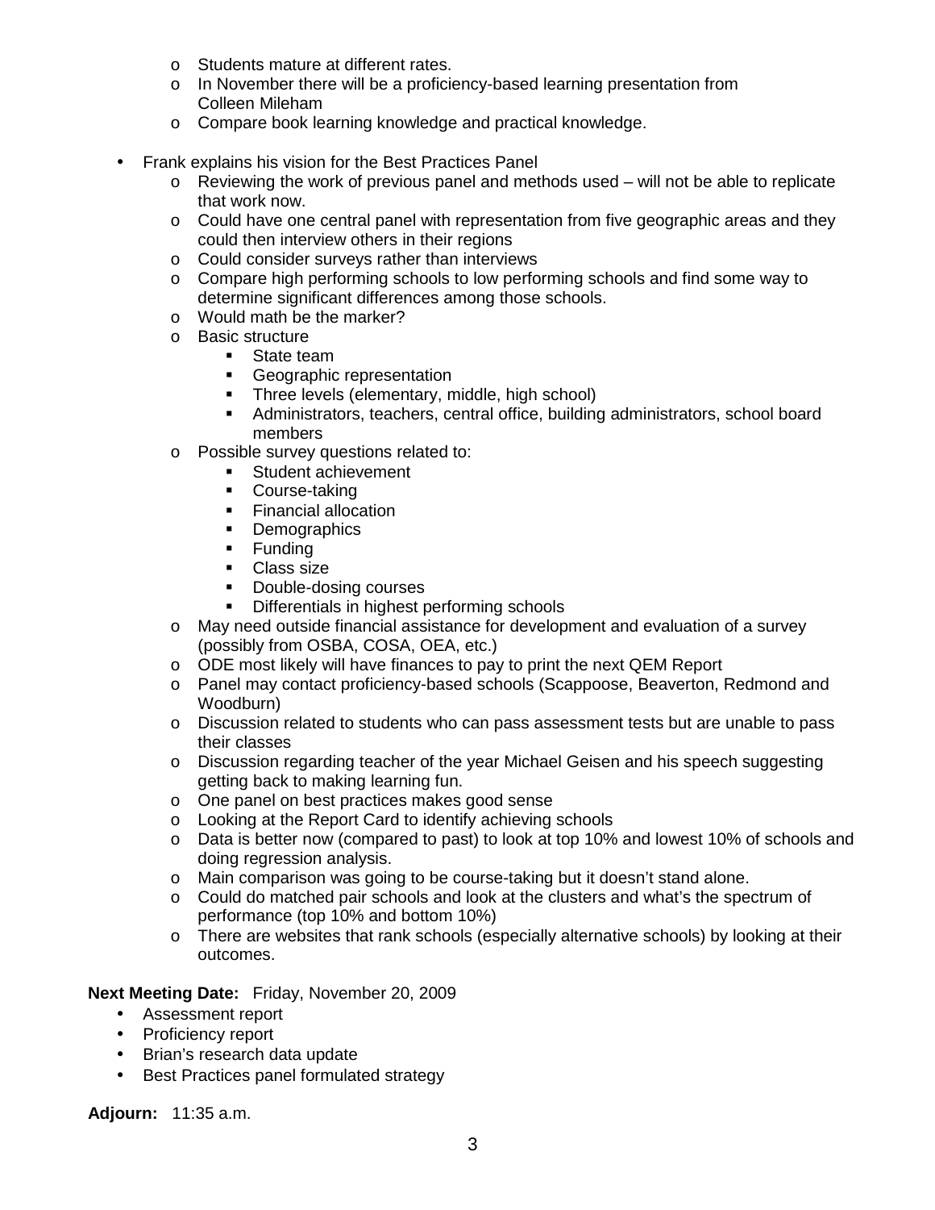- Students mature at different rates.
    - In November there will be a proficiency-based learning presentation from Colleen Mileham
    - Compare book learning knowledge and practical knowledge.

- Frank explains his vision for the Best Practices Panel
    - Reviewing the work of previous panel and methods used – will not be able to replicate that work now.
    - Could have one central panel with representation from five geographic areas and they could then interview others in their regions
    - Could consider surveys rather than interviews
    - Compare high performing schools to low performing schools and find some way to determine significant differences among those schools.
    - Would math be the marker?
    - Basic structure
        - State team
        - Geographic representation
        - Three levels (elementary, middle, high school)
        - Administrators, teachers, central office, building administrators, school board members
    - Possible survey questions related to:
        - Student achievement
        - Course-taking
        - Financial allocation
        - Demographics
        - Funding
        - Class size
        - Double-dosing courses
        - Differentials in highest performing schools
    - May need outside financial assistance for development and evaluation of a survey (possibly from OSBA, COSA, OEA, etc.)
    - ODE most likely will have finances to pay to print the next QEM Report
    - Panel may contact proficiency-based schools (Scappoose, Beaverton, Redmond and Woodburn)
    - Discussion related to students who can pass assessment tests but are unable to pass their classes
    - Discussion regarding teacher of the year Michael Geisen and his speech suggesting getting back to making learning fun.
    - One panel on best practices makes good sense
    - Looking at the Report Card to identify achieving schools
    - Data is better now (compared to past) to look at top 10% and lowest 10% of schools and doing regression analysis.
    - Main comparison was going to be course-taking but it doesn't stand alone.
    - Could do matched pair schools and look at the clusters and what's the spectrum of performance (top 10% and bottom 10%)
    - There are websites that rank schools (especially alternative schools) by looking at their outcomes.

**Next Meeting Date:** Friday, November 20, 2009

- Assessment report
- Proficiency report
- Brian's research data update
- Best Practices panel formulated strategy

**Adjourn:** 11:35 a.m.